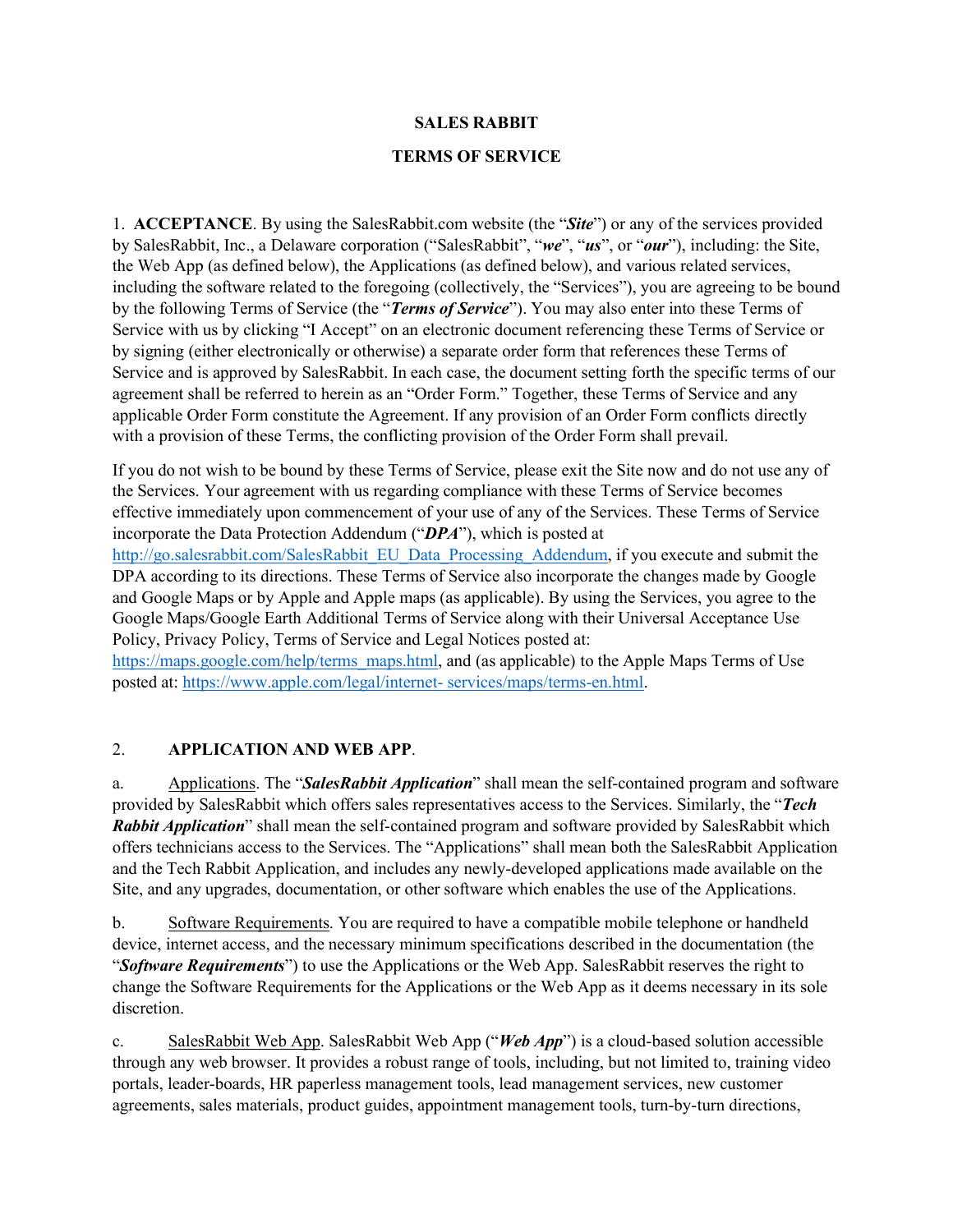# SALES RABBIT

## TERMS OF SERVICE

1. **ACCEPTANCE**. By using the SalesRabbit.com website (the "***Site***") or any of the services provided by SalesRabbit, Inc., a Delaware corporation ("SalesRabbit", "***we***", "***us***", or "***our***"), including: the Site, the Web App (as defined below), the Applications (as defined below), and various related services, including the software related to the foregoing (collectively, the "Services"), you are agreeing to be bound by the following Terms of Service (the "***Terms of Service***"). You may also enter into these Terms of Service with us by clicking "I Accept" on an electronic document referencing these Terms of Service or by signing (either electronically or otherwise) a separate order form that references these Terms of Service and is approved by SalesRabbit. In each case, the document setting forth the specific terms of our agreement shall be referred to herein as an "Order Form." Together, these Terms of Service and any applicable Order Form constitute the Agreement. If any provision of an Order Form conflicts directly with a provision of these Terms, the conflicting provision of the Order Form shall prevail.

If you do not wish to be bound by these Terms of Service, please exit the Site now and do not use any of the Services. Your agreement with us regarding compliance with these Terms of Service becomes effective immediately upon commencement of your use of any of the Services. These Terms of Service incorporate the Data Protection Addendum ("***DPA***"), which is posted at http://go.salesrabbit.com/SalesRabbit_EU_Data_Processing_Addendum, if you execute and submit the DPA according to its directions. These Terms of Service also incorporate the changes made by Google and Google Maps or by Apple and Apple maps (as applicable). By using the Services, you agree to the Google Maps/Google Earth Additional Terms of Service along with their Universal Acceptance Use Policy, Privacy Policy, Terms of Service and Legal Notices posted at: https://maps.google.com/help/terms_maps.html, and (as applicable) to the Apple Maps Terms of Use posted at: https://www.apple.com/legal/internet- services/maps/terms-en.html.

2. **APPLICATION AND WEB APP**.

a. Applications. The "***SalesRabbit Application***" shall mean the self-contained program and software provided by SalesRabbit which offers sales representatives access to the Services. Similarly, the "***Tech Rabbit Application***" shall mean the self-contained program and software provided by SalesRabbit which offers technicians access to the Services. The "Applications" shall mean both the SalesRabbit Application and the Tech Rabbit Application, and includes any newly-developed applications made available on the Site, and any upgrades, documentation, or other software which enables the use of the Applications.

b. Software Requirements. You are required to have a compatible mobile telephone or handheld device, internet access, and the necessary minimum specifications described in the documentation (the "***Software Requirements***") to use the Applications or the Web App. SalesRabbit reserves the right to change the Software Requirements for the Applications or the Web App as it deems necessary in its sole discretion.

c. SalesRabbit Web App. SalesRabbit Web App ("***Web App***") is a cloud-based solution accessible through any web browser. It provides a robust range of tools, including, but not limited to, training video portals, leader-boards, HR paperless management tools, lead management services, new customer agreements, sales materials, product guides, appointment management tools, turn-by-turn directions,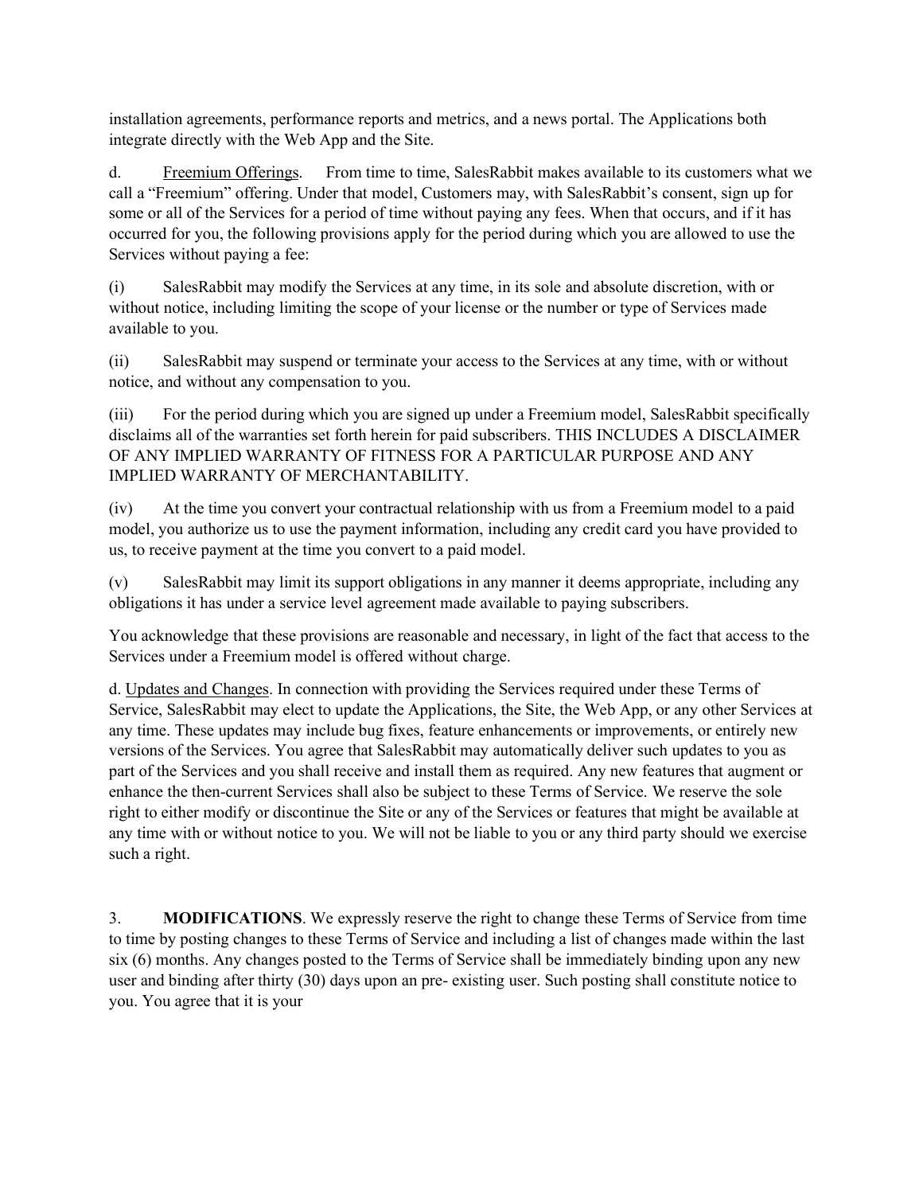installation agreements, performance reports and metrics, and a news portal. The Applications both integrate directly with the Web App and the Site.

d. Freemium Offerings. From time to time, SalesRabbit makes available to its customers what we call a "Freemium" offering. Under that model, Customers may, with SalesRabbit's consent, sign up for some or all of the Services for a period of time without paying any fees. When that occurs, and if it has occurred for you, the following provisions apply for the period during which you are allowed to use the Services without paying a fee:

(i) SalesRabbit may modify the Services at any time, in its sole and absolute discretion, with or without notice, including limiting the scope of your license or the number or type of Services made available to you.

(ii) SalesRabbit may suspend or terminate your access to the Services at any time, with or without notice, and without any compensation to you.

(iii) For the period during which you are signed up under a Freemium model, SalesRabbit specifically disclaims all of the warranties set forth herein for paid subscribers. THIS INCLUDES A DISCLAIMER OF ANY IMPLIED WARRANTY OF FITNESS FOR A PARTICULAR PURPOSE AND ANY IMPLIED WARRANTY OF MERCHANTABILITY.

(iv) At the time you convert your contractual relationship with us from a Freemium model to a paid model, you authorize us to use the payment information, including any credit card you have provided to us, to receive payment at the time you convert to a paid model.

(v) SalesRabbit may limit its support obligations in any manner it deems appropriate, including any obligations it has under a service level agreement made available to paying subscribers.

You acknowledge that these provisions are reasonable and necessary, in light of the fact that access to the Services under a Freemium model is offered without charge.

d. Updates and Changes. In connection with providing the Services required under these Terms of Service, SalesRabbit may elect to update the Applications, the Site, the Web App, or any other Services at any time. These updates may include bug fixes, feature enhancements or improvements, or entirely new versions of the Services. You agree that SalesRabbit may automatically deliver such updates to you as part of the Services and you shall receive and install them as required. Any new features that augment or enhance the then-current Services shall also be subject to these Terms of Service. We reserve the sole right to either modify or discontinue the Site or any of the Services or features that might be available at any time with or without notice to you. We will not be liable to you or any third party should we exercise such a right.

3. **MODIFICATIONS**. We expressly reserve the right to change these Terms of Service from time to time by posting changes to these Terms of Service and including a list of changes made within the last six (6) months. Any changes posted to the Terms of Service shall be immediately binding upon any new user and binding after thirty (30) days upon an pre- existing user. Such posting shall constitute notice to you. You agree that it is your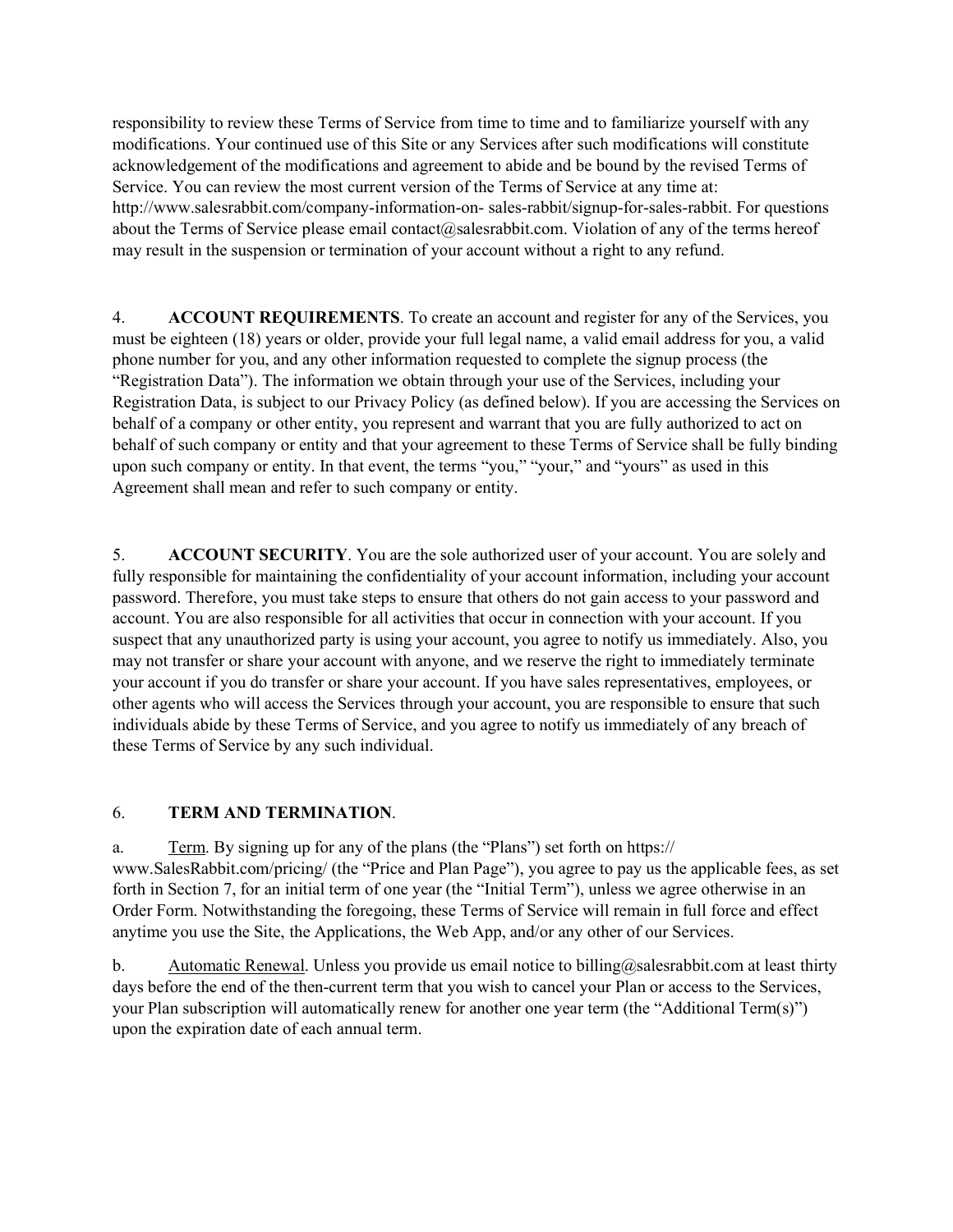responsibility to review these Terms of Service from time to time and to familiarize yourself with any modifications. Your continued use of this Site or any Services after such modifications will constitute acknowledgement of the modifications and agreement to abide and be bound by the revised Terms of Service. You can review the most current version of the Terms of Service at any time at: http://www.salesrabbit.com/company-information-on- sales-rabbit/signup-for-sales-rabbit. For questions about the Terms of Service please email contact@salesrabbit.com. Violation of any of the terms hereof may result in the suspension or termination of your account without a right to any refund.

4. **ACCOUNT REQUIREMENTS**. To create an account and register for any of the Services, you must be eighteen (18) years or older, provide your full legal name, a valid email address for you, a valid phone number for you, and any other information requested to complete the signup process (the "Registration Data"). The information we obtain through your use of the Services, including your Registration Data, is subject to our Privacy Policy (as defined below). If you are accessing the Services on behalf of a company or other entity, you represent and warrant that you are fully authorized to act on behalf of such company or entity and that your agreement to these Terms of Service shall be fully binding upon such company or entity. In that event, the terms "you," "your," and "yours" as used in this Agreement shall mean and refer to such company or entity.

5. **ACCOUNT SECURITY**. You are the sole authorized user of your account. You are solely and fully responsible for maintaining the confidentiality of your account information, including your account password. Therefore, you must take steps to ensure that others do not gain access to your password and account. You are also responsible for all activities that occur in connection with your account. If you suspect that any unauthorized party is using your account, you agree to notify us immediately. Also, you may not transfer or share your account with anyone, and we reserve the right to immediately terminate your account if you do transfer or share your account. If you have sales representatives, employees, or other agents who will access the Services through your account, you are responsible to ensure that such individuals abide by these Terms of Service, and you agree to notify us immediately of any breach of these Terms of Service by any such individual.

6. **TERM AND TERMINATION**.

a. Term. By signing up for any of the plans (the "Plans") set forth on https:// www.SalesRabbit.com/pricing/ (the "Price and Plan Page"), you agree to pay us the applicable fees, as set forth in Section 7, for an initial term of one year (the "Initial Term"), unless we agree otherwise in an Order Form. Notwithstanding the foregoing, these Terms of Service will remain in full force and effect anytime you use the Site, the Applications, the Web App, and/or any other of our Services.

b. Automatic Renewal. Unless you provide us email notice to billing@salesrabbit.com at least thirty days before the end of the then-current term that you wish to cancel your Plan or access to the Services, your Plan subscription will automatically renew for another one year term (the "Additional Term(s)") upon the expiration date of each annual term.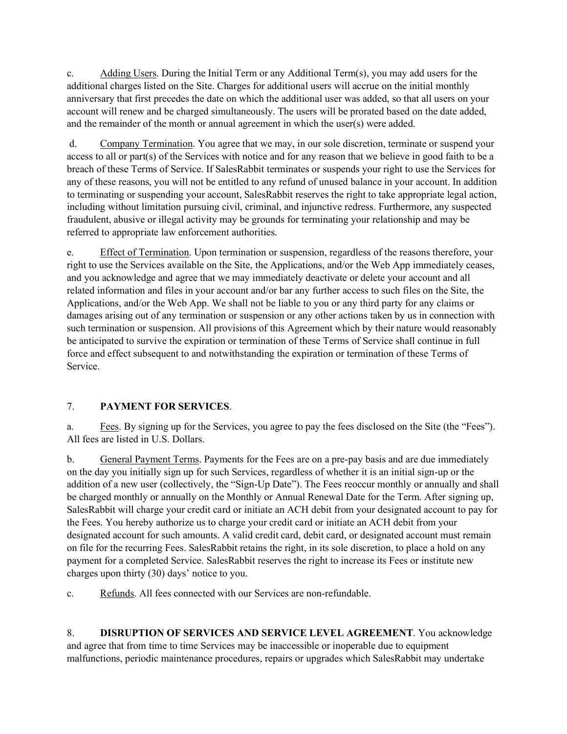c. <u>Adding Users</u>. During the Initial Term or any Additional Term(s), you may add users for the additional charges listed on the Site. Charges for additional users will accrue on the initial monthly anniversary that first precedes the date on which the additional user was added, so that all users on your account will renew and be charged simultaneously. The users will be prorated based on the date added, and the remainder of the month or annual agreement in which the user(s) were added.

d. <u>Company Termination</u>. You agree that we may, in our sole discretion, terminate or suspend your access to all or part(s) of the Services with notice and for any reason that we believe in good faith to be a breach of these Terms of Service. If SalesRabbit terminates or suspends your right to use the Services for any of these reasons, you will not be entitled to any refund of unused balance in your account. In addition to terminating or suspending your account, SalesRabbit reserves the right to take appropriate legal action, including without limitation pursuing civil, criminal, and injunctive redress. Furthermore, any suspected fraudulent, abusive or illegal activity may be grounds for terminating your relationship and may be referred to appropriate law enforcement authorities.

e. <u>Effect of Termination</u>. Upon termination or suspension, regardless of the reasons therefore, your right to use the Services available on the Site, the Applications, and/or the Web App immediately ceases, and you acknowledge and agree that we may immediately deactivate or delete your account and all related information and files in your account and/or bar any further access to such files on the Site, the Applications, and/or the Web App. We shall not be liable to you or any third party for any claims or damages arising out of any termination or suspension or any other actions taken by us in connection with such termination or suspension. All provisions of this Agreement which by their nature would reasonably be anticipated to survive the expiration or termination of these Terms of Service shall continue in full force and effect subsequent to and notwithstanding the expiration or termination of these Terms of Service.

7. **PAYMENT FOR SERVICES**.

a. <u>Fees</u>. By signing up for the Services, you agree to pay the fees disclosed on the Site (the "Fees"). All fees are listed in U.S. Dollars.

b. <u>General Payment Terms</u>. Payments for the Fees are on a pre-pay basis and are due immediately on the day you initially sign up for such Services, regardless of whether it is an initial sign-up or the addition of a new user (collectively, the "Sign-Up Date"). The Fees reoccur monthly or annually and shall be charged monthly or annually on the Monthly or Annual Renewal Date for the Term. After signing up, SalesRabbit will charge your credit card or initiate an ACH debit from your designated account to pay for the Fees. You hereby authorize us to charge your credit card or initiate an ACH debit from your designated account for such amounts. A valid credit card, debit card, or designated account must remain on file for the recurring Fees. SalesRabbit retains the right, in its sole discretion, to place a hold on any payment for a completed Service. SalesRabbit reserves the right to increase its Fees or institute new charges upon thirty (30) days' notice to you.

c. <u>Refunds</u>. All fees connected with our Services are non-refundable.

8. **DISRUPTION OF SERVICES AND SERVICE LEVEL AGREEMENT**. You acknowledge and agree that from time to time Services may be inaccessible or inoperable due to equipment malfunctions, periodic maintenance procedures, repairs or upgrades which SalesRabbit may undertake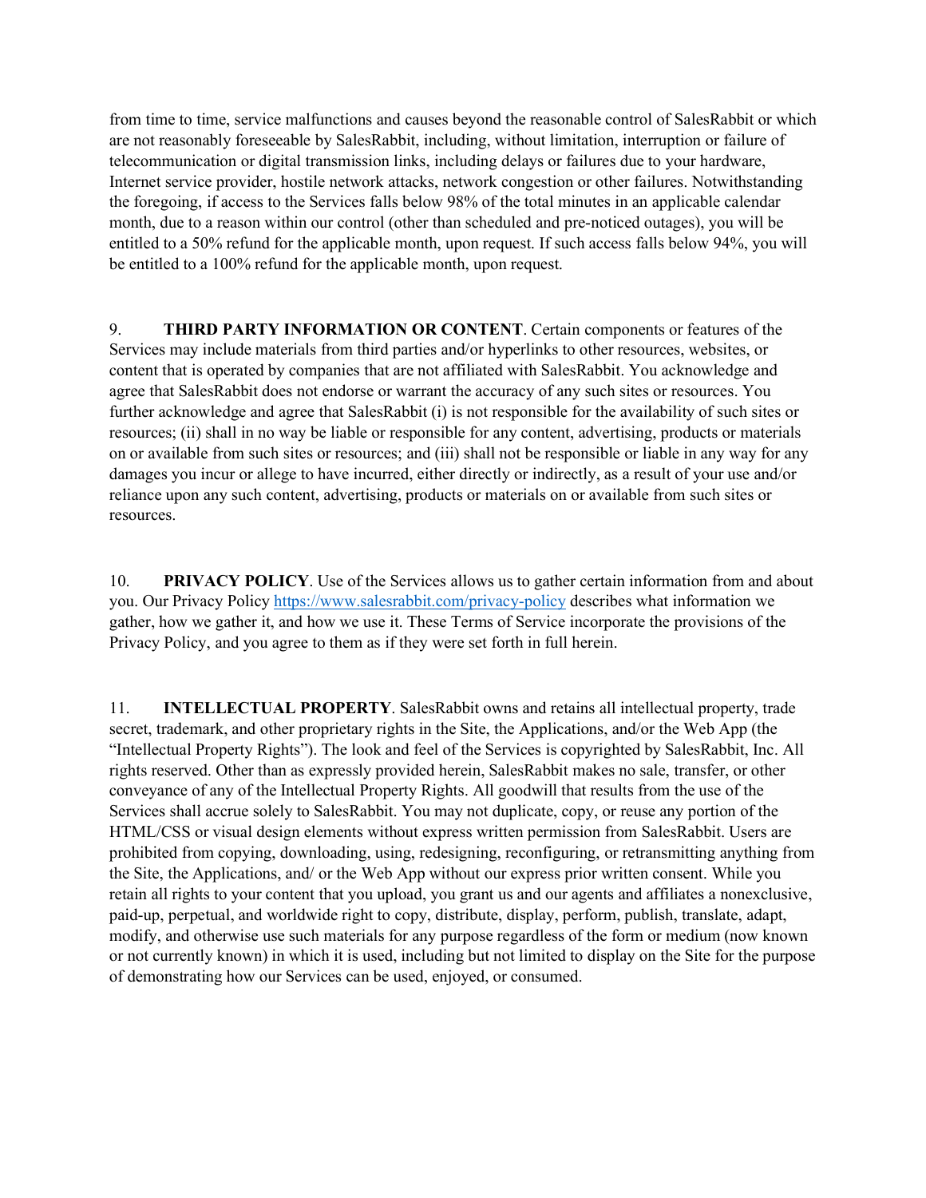from time to time, service malfunctions and causes beyond the reasonable control of SalesRabbit or which are not reasonably foreseeable by SalesRabbit, including, without limitation, interruption or failure of telecommunication or digital transmission links, including delays or failures due to your hardware, Internet service provider, hostile network attacks, network congestion or other failures. Notwithstanding the foregoing, if access to the Services falls below 98% of the total minutes in an applicable calendar month, due to a reason within our control (other than scheduled and pre-noticed outages), you will be entitled to a 50% refund for the applicable month, upon request. If such access falls below 94%, you will be entitled to a 100% refund for the applicable month, upon request.

9. **THIRD PARTY INFORMATION OR CONTENT**. Certain components or features of the Services may include materials from third parties and/or hyperlinks to other resources, websites, or content that is operated by companies that are not affiliated with SalesRabbit. You acknowledge and agree that SalesRabbit does not endorse or warrant the accuracy of any such sites or resources. You further acknowledge and agree that SalesRabbit (i) is not responsible for the availability of such sites or resources; (ii) shall in no way be liable or responsible for any content, advertising, products or materials on or available from such sites or resources; and (iii) shall not be responsible or liable in any way for any damages you incur or allege to have incurred, either directly or indirectly, as a result of your use and/or reliance upon any such content, advertising, products or materials on or available from such sites or resources.

10. **PRIVACY POLICY**. Use of the Services allows us to gather certain information from and about you. Our Privacy Policy [https://www.salesrabbit.com/privacy-policy](https://www.salesrabbit.com/privacy-policy) describes what information we gather, how we gather it, and how we use it. These Terms of Service incorporate the provisions of the Privacy Policy, and you agree to them as if they were set forth in full herein.

11. **INTELLECTUAL PROPERTY**. SalesRabbit owns and retains all intellectual property, trade secret, trademark, and other proprietary rights in the Site, the Applications, and/or the Web App (the "Intellectual Property Rights"). The look and feel of the Services is copyrighted by SalesRabbit, Inc. All rights reserved. Other than as expressly provided herein, SalesRabbit makes no sale, transfer, or other conveyance of any of the Intellectual Property Rights. All goodwill that results from the use of the Services shall accrue solely to SalesRabbit. You may not duplicate, copy, or reuse any portion of the HTML/CSS or visual design elements without express written permission from SalesRabbit. Users are prohibited from copying, downloading, using, redesigning, reconfiguring, or retransmitting anything from the Site, the Applications, and/ or the Web App without our express prior written consent. While you retain all rights to your content that you upload, you grant us and our agents and affiliates a nonexclusive, paid-up, perpetual, and worldwide right to copy, distribute, display, perform, publish, translate, adapt, modify, and otherwise use such materials for any purpose regardless of the form or medium (now known or not currently known) in which it is used, including but not limited to display on the Site for the purpose of demonstrating how our Services can be used, enjoyed, or consumed.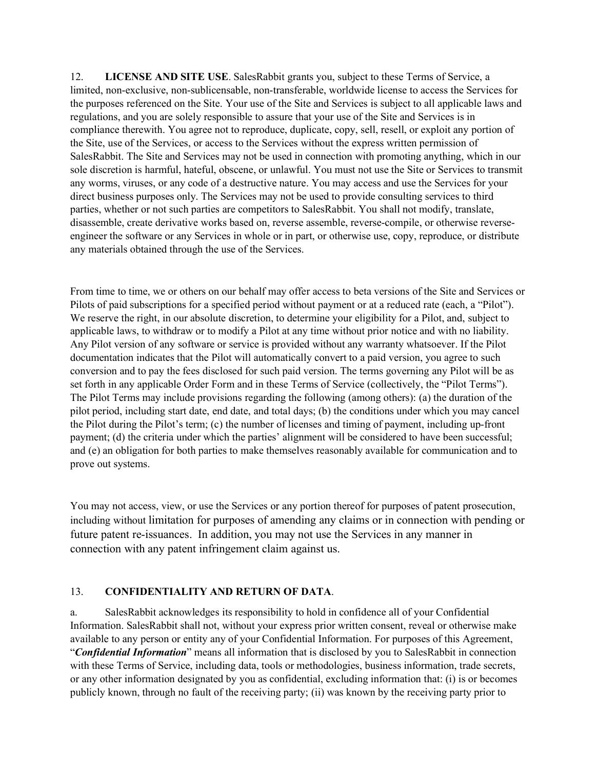12. **LICENSE AND SITE USE**. SalesRabbit grants you, subject to these Terms of Service, a limited, non-exclusive, non-sublicensable, non-transferable, worldwide license to access the Services for the purposes referenced on the Site. Your use of the Site and Services is subject to all applicable laws and regulations, and you are solely responsible to assure that your use of the Site and Services is in compliance therewith. You agree not to reproduce, duplicate, copy, sell, resell, or exploit any portion of the Site, use of the Services, or access to the Services without the express written permission of SalesRabbit. The Site and Services may not be used in connection with promoting anything, which in our sole discretion is harmful, hateful, obscene, or unlawful. You must not use the Site or Services to transmit any worms, viruses, or any code of a destructive nature. You may access and use the Services for your direct business purposes only. The Services may not be used to provide consulting services to third parties, whether or not such parties are competitors to SalesRabbit. You shall not modify, translate, disassemble, create derivative works based on, reverse assemble, reverse-compile, or otherwise reverse-engineer the software or any Services in whole or in part, or otherwise use, copy, reproduce, or distribute any materials obtained through the use of the Services.

From time to time, we or others on our behalf may offer access to beta versions of the Site and Services or Pilots of paid subscriptions for a specified period without payment or at a reduced rate (each, a "Pilot"). We reserve the right, in our absolute discretion, to determine your eligibility for a Pilot, and, subject to applicable laws, to withdraw or to modify a Pilot at any time without prior notice and with no liability. Any Pilot version of any software or service is provided without any warranty whatsoever. If the Pilot documentation indicates that the Pilot will automatically convert to a paid version, you agree to such conversion and to pay the fees disclosed for such paid version. The terms governing any Pilot will be as set forth in any applicable Order Form and in these Terms of Service (collectively, the "Pilot Terms"). The Pilot Terms may include provisions regarding the following (among others): (a) the duration of the pilot period, including start date, end date, and total days; (b) the conditions under which you may cancel the Pilot during the Pilot's term; (c) the number of licenses and timing of payment, including up-front payment; (d) the criteria under which the parties' alignment will be considered to have been successful; and (e) an obligation for both parties to make themselves reasonably available for communication and to prove out systems.

You may not access, view, or use the Services or any portion thereof for purposes of patent prosecution, including without limitation for purposes of amending any claims or in connection with pending or future patent re-issuances. In addition, you may not use the Services in any manner in connection with any patent infringement claim against us.

13. **CONFIDENTIALITY AND RETURN OF DATA**.

a. SalesRabbit acknowledges its responsibility to hold in confidence all of your Confidential Information. SalesRabbit shall not, without your express prior written consent, reveal or otherwise make available to any person or entity any of your Confidential Information. For purposes of this Agreement, "***Confidential Information***" means all information that is disclosed by you to SalesRabbit in connection with these Terms of Service, including data, tools or methodologies, business information, trade secrets, or any other information designated by you as confidential, excluding information that: (i) is or becomes publicly known, through no fault of the receiving party; (ii) was known by the receiving party prior to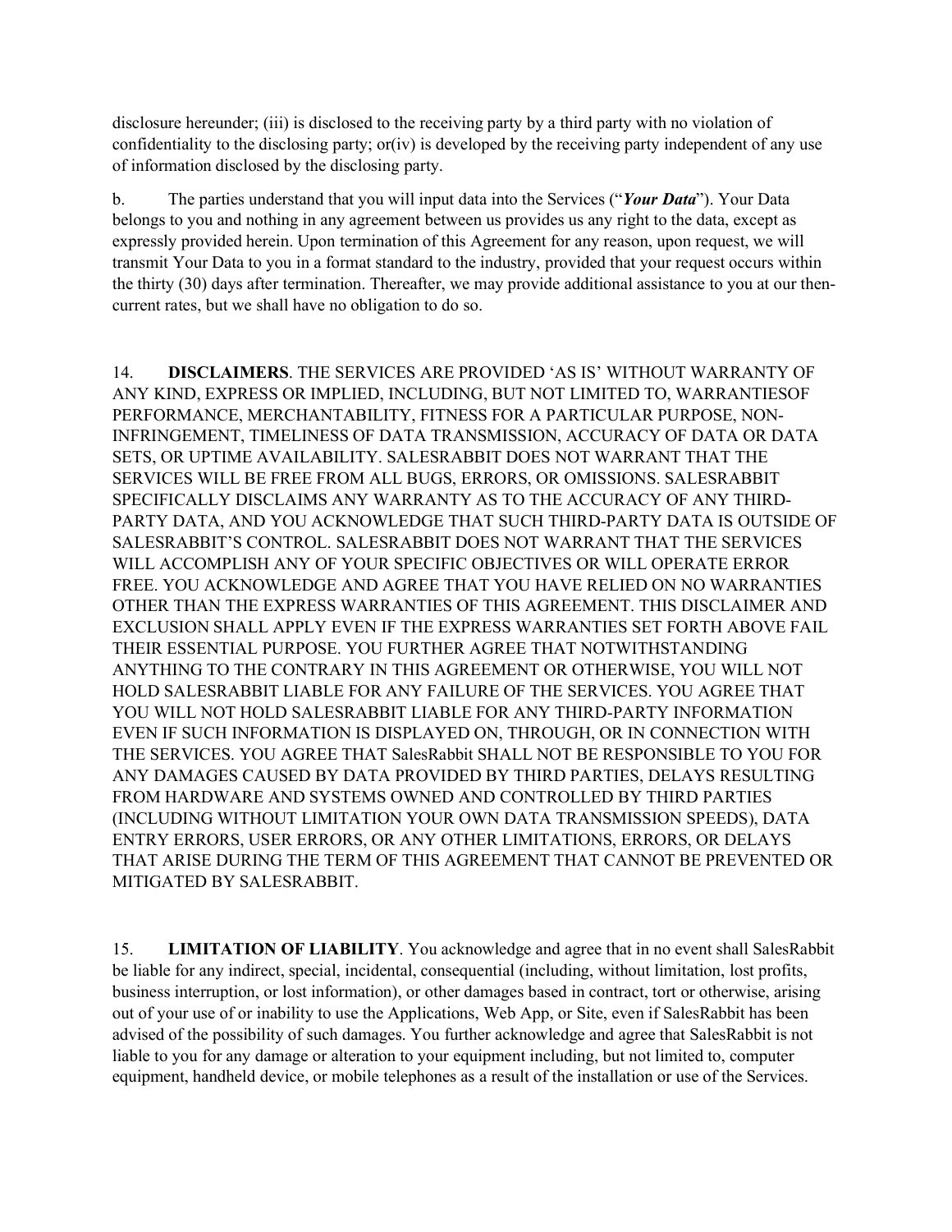disclosure hereunder; (iii) is disclosed to the receiving party by a third party with no violation of confidentiality to the disclosing party; or(iv) is developed by the receiving party independent of any use of information disclosed by the disclosing party.

b. The parties understand that you will input data into the Services ("***Your Data***"). Your Data belongs to you and nothing in any agreement between us provides us any right to the data, except as expressly provided herein. Upon termination of this Agreement for any reason, upon request, we will transmit Your Data to you in a format standard to the industry, provided that your request occurs within the thirty (30) days after termination. Thereafter, we may provide additional assistance to you at our then-current rates, but we shall have no obligation to do so.

14. **DISCLAIMERS**. THE SERVICES ARE PROVIDED 'AS IS' WITHOUT WARRANTY OF ANY KIND, EXPRESS OR IMPLIED, INCLUDING, BUT NOT LIMITED TO, WARRANTIESOF PERFORMANCE, MERCHANTABILITY, FITNESS FOR A PARTICULAR PURPOSE, NON-INFRINGEMENT, TIMELINESS OF DATA TRANSMISSION, ACCURACY OF DATA OR DATA SETS, OR UPTIME AVAILABILITY. SALESRABBIT DOES NOT WARRANT THAT THE SERVICES WILL BE FREE FROM ALL BUGS, ERRORS, OR OMISSIONS. SALESRABBIT SPECIFICALLY DISCLAIMS ANY WARRANTY AS TO THE ACCURACY OF ANY THIRD-PARTY DATA, AND YOU ACKNOWLEDGE THAT SUCH THIRD-PARTY DATA IS OUTSIDE OF SALESRABBIT'S CONTROL. SALESRABBIT DOES NOT WARRANT THAT THE SERVICES WILL ACCOMPLISH ANY OF YOUR SPECIFIC OBJECTIVES OR WILL OPERATE ERROR FREE. YOU ACKNOWLEDGE AND AGREE THAT YOU HAVE RELIED ON NO WARRANTIES OTHER THAN THE EXPRESS WARRANTIES OF THIS AGREEMENT. THIS DISCLAIMER AND EXCLUSION SHALL APPLY EVEN IF THE EXPRESS WARRANTIES SET FORTH ABOVE FAIL THEIR ESSENTIAL PURPOSE. YOU FURTHER AGREE THAT NOTWITHSTANDING ANYTHING TO THE CONTRARY IN THIS AGREEMENT OR OTHERWISE, YOU WILL NOT HOLD SALESRABBIT LIABLE FOR ANY FAILURE OF THE SERVICES. YOU AGREE THAT YOU WILL NOT HOLD SALESRABBIT LIABLE FOR ANY THIRD-PARTY INFORMATION EVEN IF SUCH INFORMATION IS DISPLAYED ON, THROUGH, OR IN CONNECTION WITH THE SERVICES. YOU AGREE THAT SalesRabbit SHALL NOT BE RESPONSIBLE TO YOU FOR ANY DAMAGES CAUSED BY DATA PROVIDED BY THIRD PARTIES, DELAYS RESULTING FROM HARDWARE AND SYSTEMS OWNED AND CONTROLLED BY THIRD PARTIES (INCLUDING WITHOUT LIMITATION YOUR OWN DATA TRANSMISSION SPEEDS), DATA ENTRY ERRORS, USER ERRORS, OR ANY OTHER LIMITATIONS, ERRORS, OR DELAYS THAT ARISE DURING THE TERM OF THIS AGREEMENT THAT CANNOT BE PREVENTED OR MITIGATED BY SALESRABBIT.

15. **LIMITATION OF LIABILITY**. You acknowledge and agree that in no event shall SalesRabbit be liable for any indirect, special, incidental, consequential (including, without limitation, lost profits, business interruption, or lost information), or other damages based in contract, tort or otherwise, arising out of your use of or inability to use the Applications, Web App, or Site, even if SalesRabbit has been advised of the possibility of such damages. You further acknowledge and agree that SalesRabbit is not liable to you for any damage or alteration to your equipment including, but not limited to, computer equipment, handheld device, or mobile telephones as a result of the installation or use of the Services.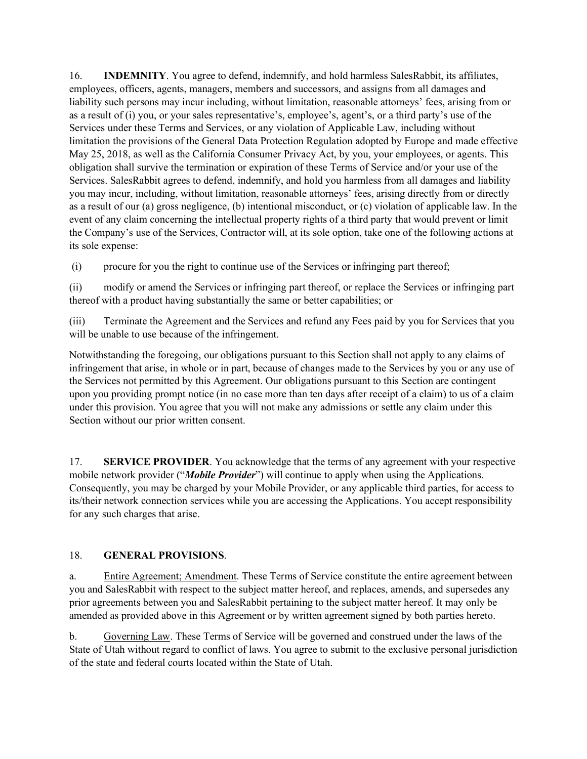16. **INDEMNITY**. You agree to defend, indemnify, and hold harmless SalesRabbit, its affiliates, employees, officers, agents, managers, members and successors, and assigns from all damages and liability such persons may incur including, without limitation, reasonable attorneys' fees, arising from or as a result of (i) you, or your sales representative's, employee's, agent's, or a third party's use of the Services under these Terms and Services, or any violation of Applicable Law, including without limitation the provisions of the General Data Protection Regulation adopted by Europe and made effective May 25, 2018, as well as the California Consumer Privacy Act, by you, your employees, or agents. This obligation shall survive the termination or expiration of these Terms of Service and/or your use of the Services. SalesRabbit agrees to defend, indemnify, and hold you harmless from all damages and liability you may incur, including, without limitation, reasonable attorneys' fees, arising directly from or directly as a result of our (a) gross negligence, (b) intentional misconduct, or (c) violation of applicable law. In the event of any claim concerning the intellectual property rights of a third party that would prevent or limit the Company's use of the Services, Contractor will, at its sole option, take one of the following actions at its sole expense:

(i) procure for you the right to continue use of the Services or infringing part thereof;

(ii) modify or amend the Services or infringing part thereof, or replace the Services or infringing part thereof with a product having substantially the same or better capabilities; or

(iii) Terminate the Agreement and the Services and refund any Fees paid by you for Services that you will be unable to use because of the infringement.

Notwithstanding the foregoing, our obligations pursuant to this Section shall not apply to any claims of infringement that arise, in whole or in part, because of changes made to the Services by you or any use of the Services not permitted by this Agreement. Our obligations pursuant to this Section are contingent upon you providing prompt notice (in no case more than ten days after receipt of a claim) to us of a claim under this provision. You agree that you will not make any admissions or settle any claim under this Section without our prior written consent.

17. **SERVICE PROVIDER**. You acknowledge that the terms of any agreement with your respective mobile network provider ("***Mobile Provider***") will continue to apply when using the Applications. Consequently, you may be charged by your Mobile Provider, or any applicable third parties, for access to its/their network connection services while you are accessing the Applications. You accept responsibility for any such charges that arise.

18. **GENERAL PROVISIONS**.

a. Entire Agreement; Amendment. These Terms of Service constitute the entire agreement between you and SalesRabbit with respect to the subject matter hereof, and replaces, amends, and supersedes any prior agreements between you and SalesRabbit pertaining to the subject matter hereof. It may only be amended as provided above in this Agreement or by written agreement signed by both parties hereto.

b. Governing Law. These Terms of Service will be governed and construed under the laws of the State of Utah without regard to conflict of laws. You agree to submit to the exclusive personal jurisdiction of the state and federal courts located within the State of Utah.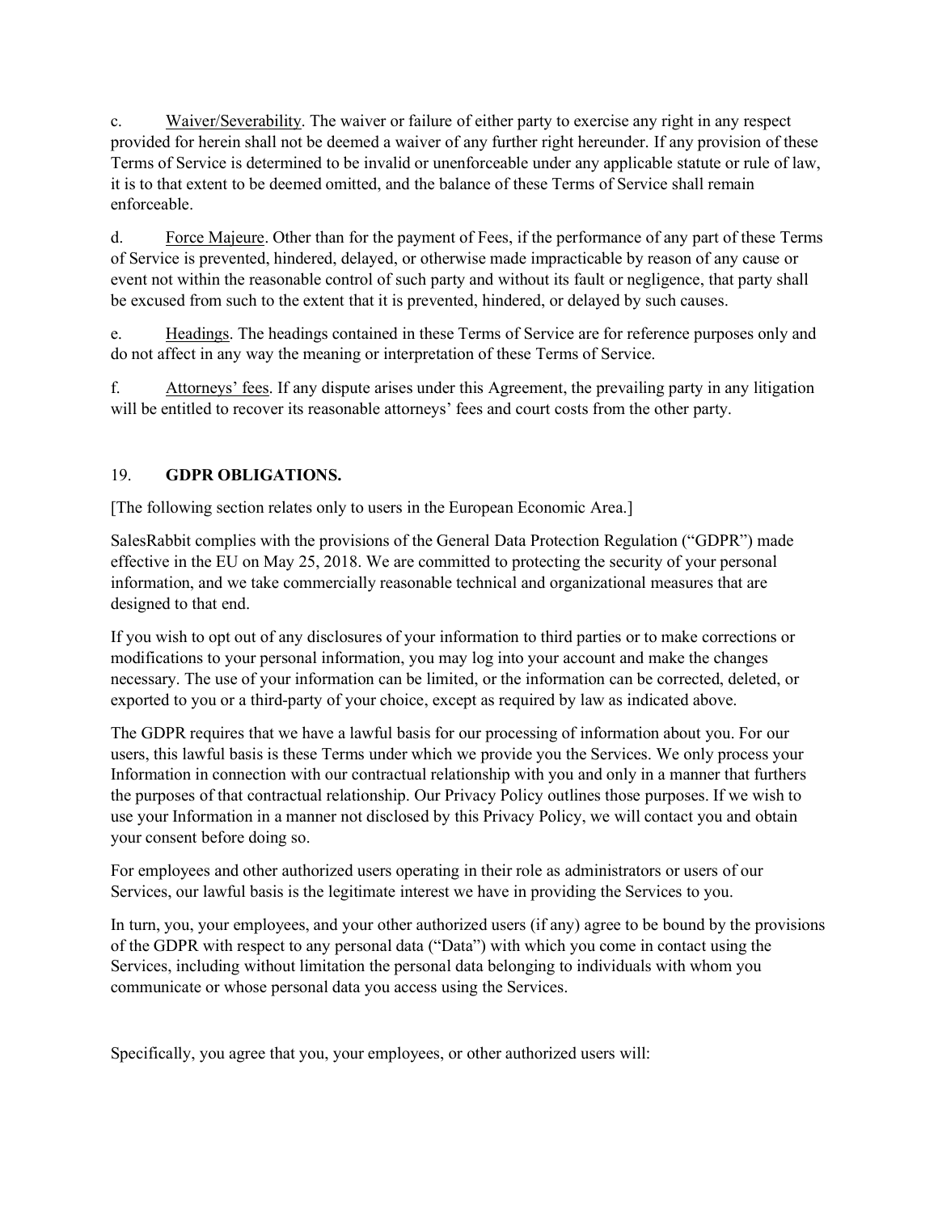c. Waiver/Severability. The waiver or failure of either party to exercise any right in any respect provided for herein shall not be deemed a waiver of any further right hereunder. If any provision of these Terms of Service is determined to be invalid or unenforceable under any applicable statute or rule of law, it is to that extent to be deemed omitted, and the balance of these Terms of Service shall remain enforceable.

d. Force Majeure. Other than for the payment of Fees, if the performance of any part of these Terms of Service is prevented, hindered, delayed, or otherwise made impracticable by reason of any cause or event not within the reasonable control of such party and without its fault or negligence, that party shall be excused from such to the extent that it is prevented, hindered, or delayed by such causes.

e. Headings. The headings contained in these Terms of Service are for reference purposes only and do not affect in any way the meaning or interpretation of these Terms of Service.

f. Attorneys' fees. If any dispute arises under this Agreement, the prevailing party in any litigation will be entitled to recover its reasonable attorneys' fees and court costs from the other party.

## 19. **GDPR OBLIGATIONS.**

[The following section relates only to users in the European Economic Area.]

SalesRabbit complies with the provisions of the General Data Protection Regulation ("GDPR") made effective in the EU on May 25, 2018. We are committed to protecting the security of your personal information, and we take commercially reasonable technical and organizational measures that are designed to that end.

If you wish to opt out of any disclosures of your information to third parties or to make corrections or modifications to your personal information, you may log into your account and make the changes necessary. The use of your information can be limited, or the information can be corrected, deleted, or exported to you or a third-party of your choice, except as required by law as indicated above.

The GDPR requires that we have a lawful basis for our processing of information about you. For our users, this lawful basis is these Terms under which we provide you the Services. We only process your Information in connection with our contractual relationship with you and only in a manner that furthers the purposes of that contractual relationship. Our Privacy Policy outlines those purposes. If we wish to use your Information in a manner not disclosed by this Privacy Policy, we will contact you and obtain your consent before doing so.

For employees and other authorized users operating in their role as administrators or users of our Services, our lawful basis is the legitimate interest we have in providing the Services to you.

In turn, you, your employees, and your other authorized users (if any) agree to be bound by the provisions of the GDPR with respect to any personal data ("Data") with which you come in contact using the Services, including without limitation the personal data belonging to individuals with whom you communicate or whose personal data you access using the Services.

Specifically, you agree that you, your employees, or other authorized users will: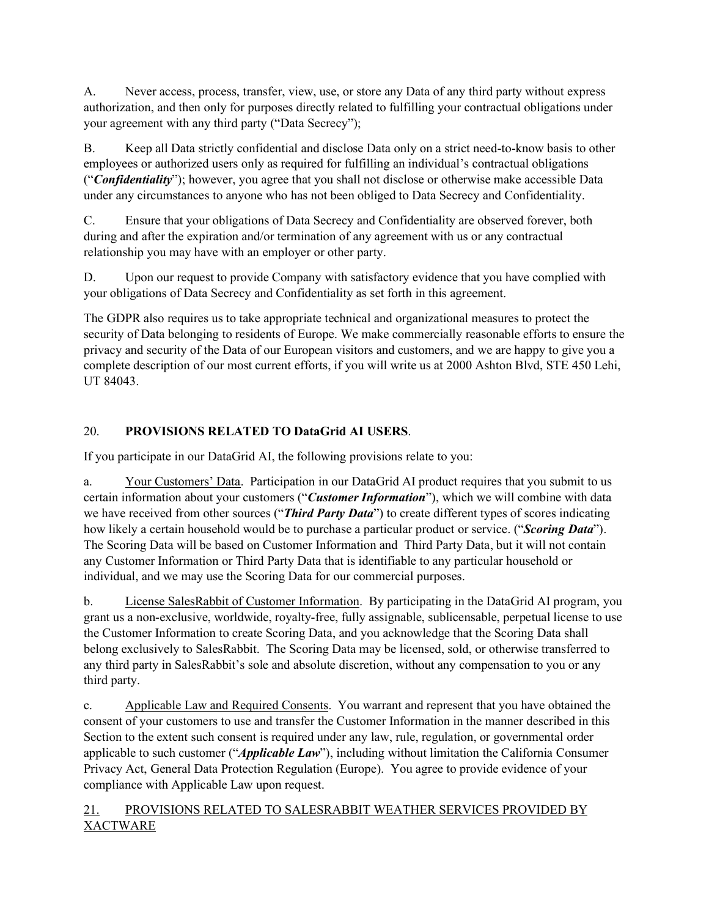A. Never access, process, transfer, view, use, or store any Data of any third party without express authorization, and then only for purposes directly related to fulfilling your contractual obligations under your agreement with any third party ("Data Secrecy");

B. Keep all Data strictly confidential and disclose Data only on a strict need-to-know basis to other employees or authorized users only as required for fulfilling an individual's contractual obligations ("***Confidentiality***"); however, you agree that you shall not disclose or otherwise make accessible Data under any circumstances to anyone who has not been obliged to Data Secrecy and Confidentiality.

C. Ensure that your obligations of Data Secrecy and Confidentiality are observed forever, both during and after the expiration and/or termination of any agreement with us or any contractual relationship you may have with an employer or other party.

D. Upon our request to provide Company with satisfactory evidence that you have complied with your obligations of Data Secrecy and Confidentiality as set forth in this agreement.

The GDPR also requires us to take appropriate technical and organizational measures to protect the security of Data belonging to residents of Europe. We make commercially reasonable efforts to ensure the privacy and security of the Data of our European visitors and customers, and we are happy to give you a complete description of our most current efforts, if you will write us at 2000 Ashton Blvd, STE 450 Lehi, UT 84043.

## 20. **PROVISIONS RELATED TO DataGrid AI USERS**.

If you participate in our DataGrid AI, the following provisions relate to you:

a. Your Customers' Data. Participation in our DataGrid AI product requires that you submit to us certain information about your customers ("***Customer Information***"), which we will combine with data we have received from other sources ("***Third Party Data***") to create different types of scores indicating how likely a certain household would be to purchase a particular product or service. ("***Scoring Data***"). The Scoring Data will be based on Customer Information and Third Party Data, but it will not contain any Customer Information or Third Party Data that is identifiable to any particular household or individual, and we may use the Scoring Data for our commercial purposes.

b. License SalesRabbit of Customer Information. By participating in the DataGrid AI program, you grant us a non-exclusive, worldwide, royalty-free, fully assignable, sublicensable, perpetual license to use the Customer Information to create Scoring Data, and you acknowledge that the Scoring Data shall belong exclusively to SalesRabbit. The Scoring Data may be licensed, sold, or otherwise transferred to any third party in SalesRabbit's sole and absolute discretion, without any compensation to you or any third party.

c. Applicable Law and Required Consents. You warrant and represent that you have obtained the consent of your customers to use and transfer the Customer Information in the manner described in this Section to the extent such consent is required under any law, rule, regulation, or governmental order applicable to such customer ("***Applicable Law***"), including without limitation the California Consumer Privacy Act, General Data Protection Regulation (Europe). You agree to provide evidence of your compliance with Applicable Law upon request.

## 21. PROVISIONS RELATED TO SALESRABBIT WEATHER SERVICES PROVIDED BY XACTWARE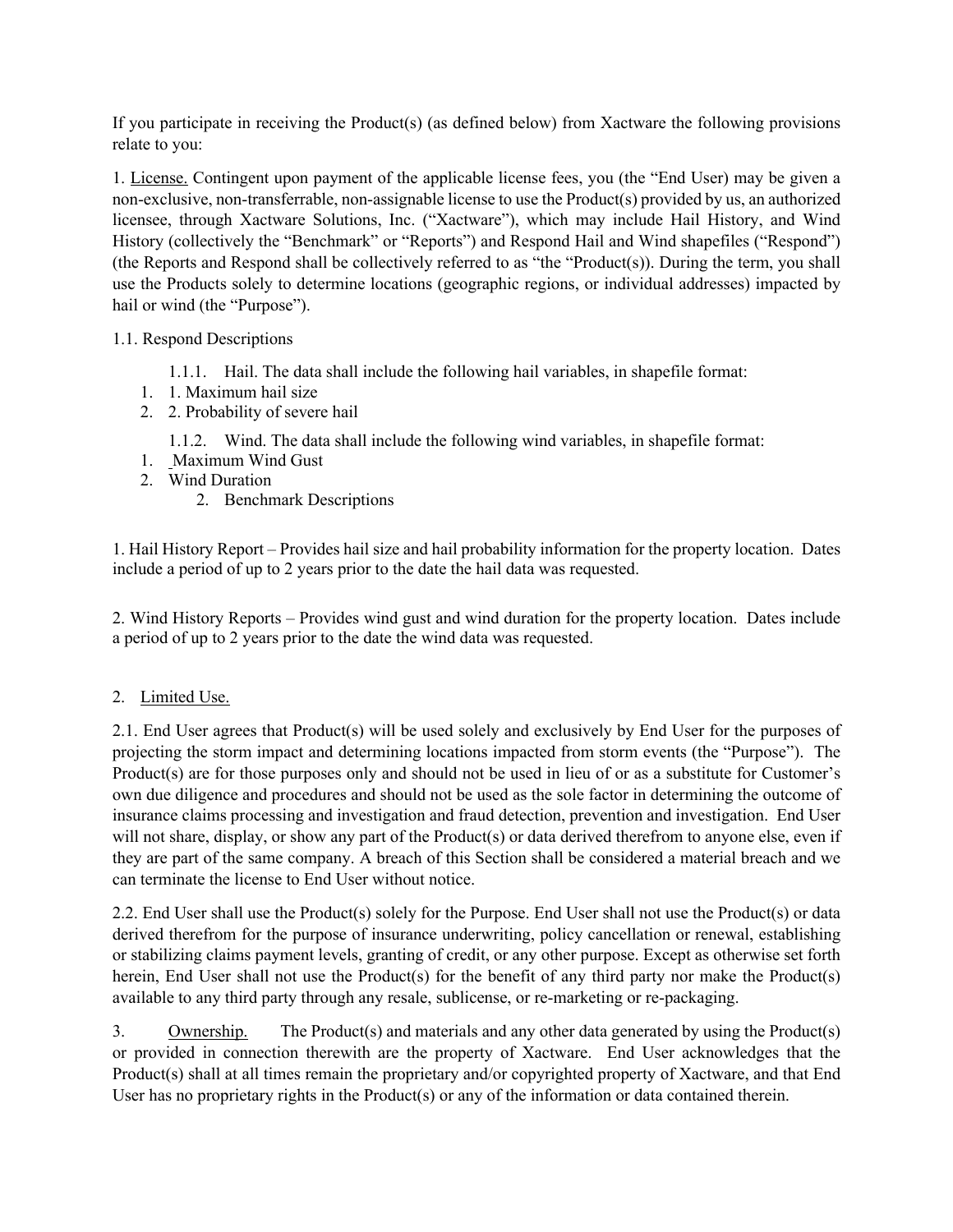If you participate in receiving the Product(s) (as defined below) from Xactware the following provisions relate to you:

1. License. Contingent upon payment of the applicable license fees, you (the "End User) may be given a non-exclusive, non-transferrable, non-assignable license to use the Product(s) provided by us, an authorized licensee, through Xactware Solutions, Inc. ("Xactware"), which may include Hail History, and Wind History (collectively the "Benchmark" or "Reports") and Respond Hail and Wind shapefiles ("Respond") (the Reports and Respond shall be collectively referred to as "the "Product(s)). During the term, you shall use the Products solely to determine locations (geographic regions, or individual addresses) impacted by hail or wind (the "Purpose").

1.1. Respond Descriptions

1.1.1. Hail. The data shall include the following hail variables, in shapefile format:

1. 1. Maximum hail size
2. 2. Probability of severe hail

1.1.2. Wind. The data shall include the following wind variables, in shapefile format:

1. Maximum Wind Gust
2. Wind Duration

2. Benchmark Descriptions

1. Hail History Report – Provides hail size and hail probability information for the property location. Dates include a period of up to 2 years prior to the date the hail data was requested.

2. Wind History Reports – Provides wind gust and wind duration for the property location. Dates include a period of up to 2 years prior to the date the wind data was requested.

2. Limited Use.

2.1. End User agrees that Product(s) will be used solely and exclusively by End User for the purposes of projecting the storm impact and determining locations impacted from storm events (the "Purpose"). The Product(s) are for those purposes only and should not be used in lieu of or as a substitute for Customer's own due diligence and procedures and should not be used as the sole factor in determining the outcome of insurance claims processing and investigation and fraud detection, prevention and investigation. End User will not share, display, or show any part of the Product(s) or data derived therefrom to anyone else, even if they are part of the same company. A breach of this Section shall be considered a material breach and we can terminate the license to End User without notice.

2.2. End User shall use the Product(s) solely for the Purpose. End User shall not use the Product(s) or data derived therefrom for the purpose of insurance underwriting, policy cancellation or renewal, establishing or stabilizing claims payment levels, granting of credit, or any other purpose. Except as otherwise set forth herein, End User shall not use the Product(s) for the benefit of any third party nor make the Product(s) available to any third party through any resale, sublicense, or re-marketing or re-packaging.

3. Ownership. The Product(s) and materials and any other data generated by using the Product(s) or provided in connection therewith are the property of Xactware. End User acknowledges that the Product(s) shall at all times remain the proprietary and/or copyrighted property of Xactware, and that End User has no proprietary rights in the Product(s) or any of the information or data contained therein.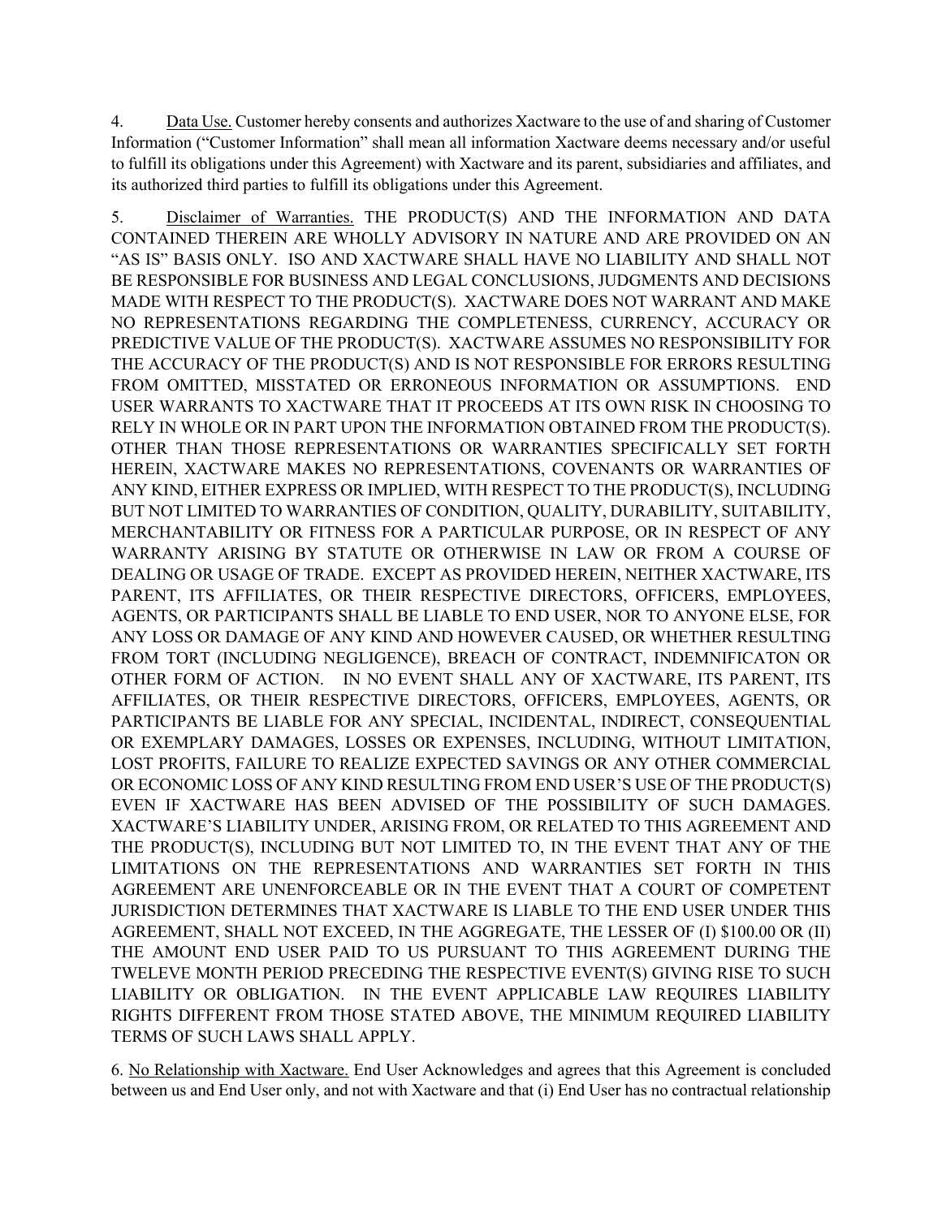4. Data Use. Customer hereby consents and authorizes Xactware to the use of and sharing of Customer Information ("Customer Information" shall mean all information Xactware deems necessary and/or useful to fulfill its obligations under this Agreement) with Xactware and its parent, subsidiaries and affiliates, and its authorized third parties to fulfill its obligations under this Agreement.

5. Disclaimer of Warranties. THE PRODUCT(S) AND THE INFORMATION AND DATA CONTAINED THEREIN ARE WHOLLY ADVISORY IN NATURE AND ARE PROVIDED ON AN "AS IS" BASIS ONLY. ISO AND XACTWARE SHALL HAVE NO LIABILITY AND SHALL NOT BE RESPONSIBLE FOR BUSINESS AND LEGAL CONCLUSIONS, JUDGMENTS AND DECISIONS MADE WITH RESPECT TO THE PRODUCT(S). XACTWARE DOES NOT WARRANT AND MAKE NO REPRESENTATIONS REGARDING THE COMPLETENESS, CURRENCY, ACCURACY OR PREDICTIVE VALUE OF THE PRODUCT(S). XACTWARE ASSUMES NO RESPONSIBILITY FOR THE ACCURACY OF THE PRODUCT(S) AND IS NOT RESPONSIBLE FOR ERRORS RESULTING FROM OMITTED, MISSTATED OR ERRONEOUS INFORMATION OR ASSUMPTIONS. END USER WARRANTS TO XACTWARE THAT IT PROCEEDS AT ITS OWN RISK IN CHOOSING TO RELY IN WHOLE OR IN PART UPON THE INFORMATION OBTAINED FROM THE PRODUCT(S). OTHER THAN THOSE REPRESENTATIONS OR WARRANTIES SPECIFICALLY SET FORTH HEREIN, XACTWARE MAKES NO REPRESENTATIONS, COVENANTS OR WARRANTIES OF ANY KIND, EITHER EXPRESS OR IMPLIED, WITH RESPECT TO THE PRODUCT(S), INCLUDING BUT NOT LIMITED TO WARRANTIES OF CONDITION, QUALITY, DURABILITY, SUITABILITY, MERCHANTABILITY OR FITNESS FOR A PARTICULAR PURPOSE, OR IN RESPECT OF ANY WARRANTY ARISING BY STATUTE OR OTHERWISE IN LAW OR FROM A COURSE OF DEALING OR USAGE OF TRADE. EXCEPT AS PROVIDED HEREIN, NEITHER XACTWARE, ITS PARENT, ITS AFFILIATES, OR THEIR RESPECTIVE DIRECTORS, OFFICERS, EMPLOYEES, AGENTS, OR PARTICIPANTS SHALL BE LIABLE TO END USER, NOR TO ANYONE ELSE, FOR ANY LOSS OR DAMAGE OF ANY KIND AND HOWEVER CAUSED, OR WHETHER RESULTING FROM TORT (INCLUDING NEGLIGENCE), BREACH OF CONTRACT, INDEMNIFICATON OR OTHER FORM OF ACTION. IN NO EVENT SHALL ANY OF XACTWARE, ITS PARENT, ITS AFFILIATES, OR THEIR RESPECTIVE DIRECTORS, OFFICERS, EMPLOYEES, AGENTS, OR PARTICIPANTS BE LIABLE FOR ANY SPECIAL, INCIDENTAL, INDIRECT, CONSEQUENTIAL OR EXEMPLARY DAMAGES, LOSSES OR EXPENSES, INCLUDING, WITHOUT LIMITATION, LOST PROFITS, FAILURE TO REALIZE EXPECTED SAVINGS OR ANY OTHER COMMERCIAL OR ECONOMIC LOSS OF ANY KIND RESULTING FROM END USER'S USE OF THE PRODUCT(S) EVEN IF XACTWARE HAS BEEN ADVISED OF THE POSSIBILITY OF SUCH DAMAGES. XACTWARE'S LIABILITY UNDER, ARISING FROM, OR RELATED TO THIS AGREEMENT AND THE PRODUCT(S), INCLUDING BUT NOT LIMITED TO, IN THE EVENT THAT ANY OF THE LIMITATIONS ON THE REPRESENTATIONS AND WARRANTIES SET FORTH IN THIS AGREEMENT ARE UNENFORCEABLE OR IN THE EVENT THAT A COURT OF COMPETENT JURISDICTION DETERMINES THAT XACTWARE IS LIABLE TO THE END USER UNDER THIS AGREEMENT, SHALL NOT EXCEED, IN THE AGGREGATE, THE LESSER OF (I) $100.00 OR (II) THE AMOUNT END USER PAID TO US PURSUANT TO THIS AGREEMENT DURING THE TWELEVE MONTH PERIOD PRECEDING THE RESPECTIVE EVENT(S) GIVING RISE TO SUCH LIABILITY OR OBLIGATION. IN THE EVENT APPLICABLE LAW REQUIRES LIABILITY RIGHTS DIFFERENT FROM THOSE STATED ABOVE, THE MINIMUM REQUIRED LIABILITY TERMS OF SUCH LAWS SHALL APPLY.

6. No Relationship with Xactware. End User Acknowledges and agrees that this Agreement is concluded between us and End User only, and not with Xactware and that (i) End User has no contractual relationship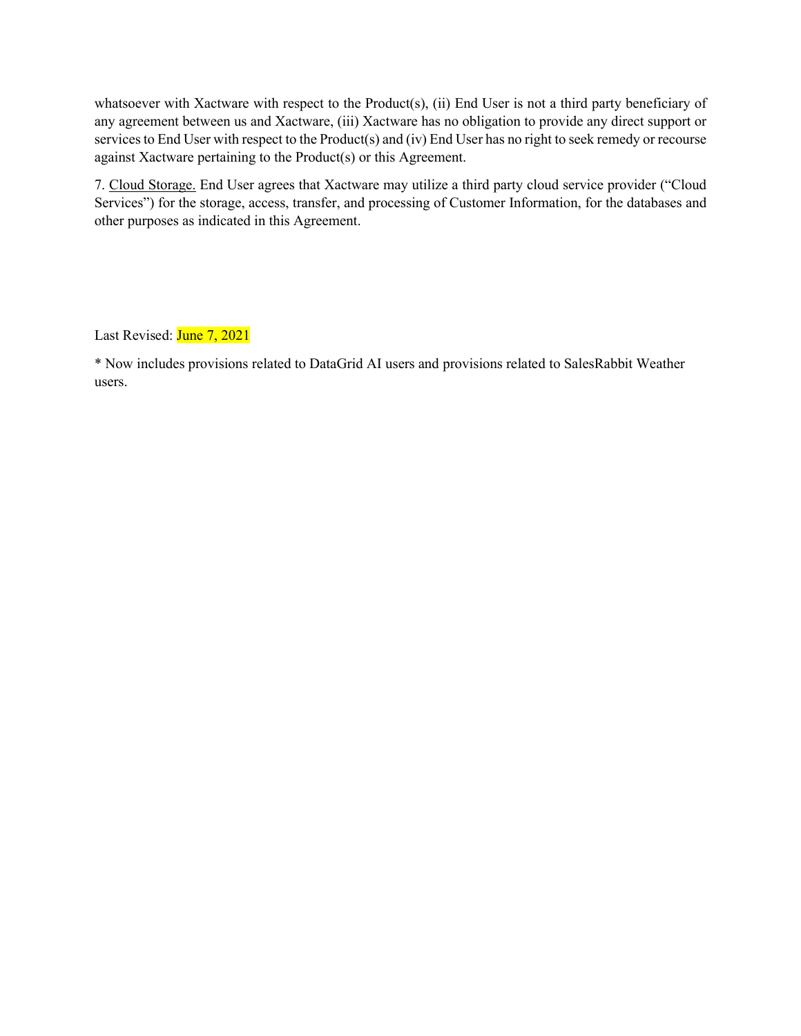whatsoever with Xactware with respect to the Product(s), (ii) End User is not a third party beneficiary of any agreement between us and Xactware, (iii) Xactware has no obligation to provide any direct support or services to End User with respect to the Product(s) and (iv) End User has no right to seek remedy or recourse against Xactware pertaining to the Product(s) or this Agreement.

7. Cloud Storage. End User agrees that Xactware may utilize a third party cloud service provider ("Cloud Services") for the storage, access, transfer, and processing of Customer Information, for the databases and other purposes as indicated in this Agreement.

Last Revised: June 7, 2021

* Now includes provisions related to DataGrid AI users and provisions related to SalesRabbit Weather users.